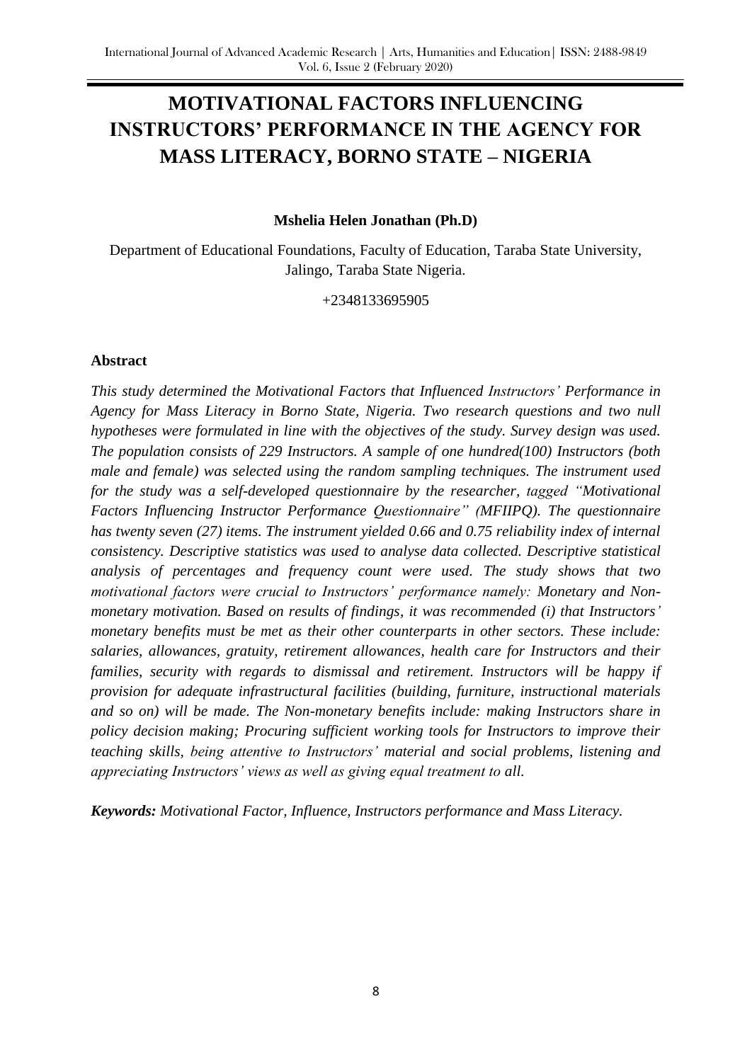# MOTIVATIONAL FACTORS INFLUENCING INSTRUCTORS' PERFORMANCE IN THE AGENCY FOR MASS LITERACY, BORNO STATE – NIGERIA

**Mshelia Helen Jonathan (Ph.D)**

Department of Educational Foundations, Faculty of Education, Taraba State University, Jalingo, Taraba State Nigeria.

+2348133695905

## Abstract

*This study determined the Motivational Factors that Influenced Instructors' Performance in Agency for Mass Literacy in Borno State, Nigeria. Two research questions and two null hypotheses were formulated in line with the objectives of the study. Survey design was used. The population consists of 229 Instructors. A sample of one hundred(100) Instructors (both male and female) was selected using the random sampling techniques. The instrument used for the study was a self-developed questionnaire by the researcher, tagged "Motivational Factors Influencing Instructor Performance Questionnaire" (MFIIPQ). The questionnaire has twenty seven (27) items. The instrument yielded 0.66 and 0.75 reliability index of internal consistency. Descriptive statistics was used to analyse data collected. Descriptive statistical analysis of percentages and frequency count were used. The study shows that two motivational factors were crucial to Instructors' performance namely: Monetary and Non-monetary motivation. Based on results of findings, it was recommended (i) that Instructors' monetary benefits must be met as their other counterparts in other sectors. These include: salaries, allowances, gratuity, retirement allowances, health care for Instructors and their families, security with regards to dismissal and retirement. Instructors will be happy if provision for adequate infrastructural facilities (building, furniture, instructional materials and so on) will be made. The Non-monetary benefits include: making Instructors share in policy decision making; Procuring sufficient working tools for Instructors to improve their teaching skills, being attentive to Instructors' material and social problems, listening and appreciating Instructors' views as well as giving equal treatment to all.*

***Keywords:*** *Motivational Factor, Influence, Instructors performance and Mass Literacy.*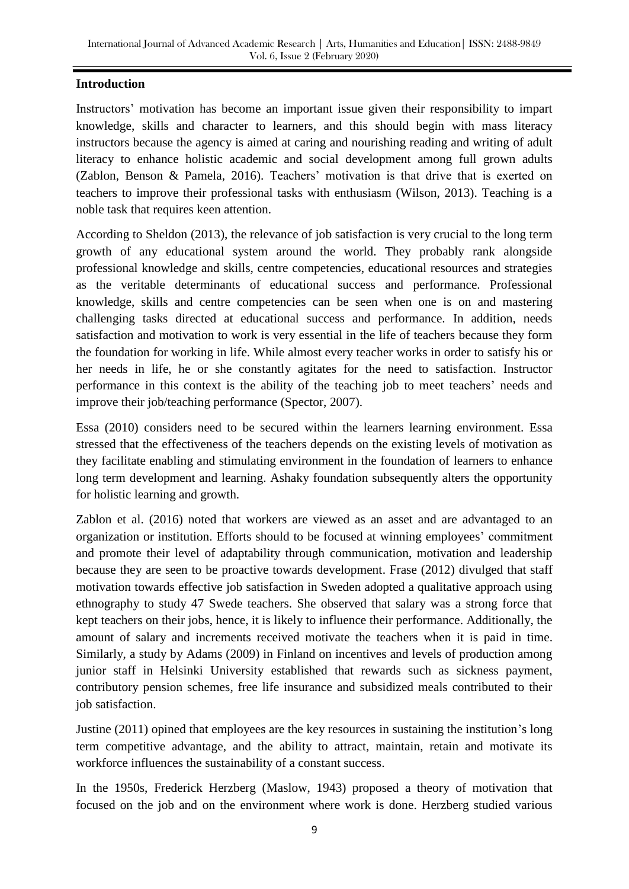## Introduction

Instructors' motivation has become an important issue given their responsibility to impart knowledge, skills and character to learners, and this should begin with mass literacy instructors because the agency is aimed at caring and nourishing reading and writing of adult literacy to enhance holistic academic and social development among full grown adults (Zablon, Benson & Pamela, 2016). Teachers' motivation is that drive that is exerted on teachers to improve their professional tasks with enthusiasm (Wilson, 2013). Teaching is a noble task that requires keen attention.

According to Sheldon (2013), the relevance of job satisfaction is very crucial to the long term growth of any educational system around the world. They probably rank alongside professional knowledge and skills, centre competencies, educational resources and strategies as the veritable determinants of educational success and performance. Professional knowledge, skills and centre competencies can be seen when one is on and mastering challenging tasks directed at educational success and performance. In addition, needs satisfaction and motivation to work is very essential in the life of teachers because they form the foundation for working in life. While almost every teacher works in order to satisfy his or her needs in life, he or she constantly agitates for the need to satisfaction. Instructor performance in this context is the ability of the teaching job to meet teachers' needs and improve their job/teaching performance (Spector, 2007).

Essa (2010) considers need to be secured within the learners learning environment. Essa stressed that the effectiveness of the teachers depends on the existing levels of motivation as they facilitate enabling and stimulating environment in the foundation of learners to enhance long term development and learning. Ashaky foundation subsequently alters the opportunity for holistic learning and growth.

Zablon et al. (2016) noted that workers are viewed as an asset and are advantaged to an organization or institution. Efforts should to be focused at winning employees' commitment and promote their level of adaptability through communication, motivation and leadership because they are seen to be proactive towards development. Frase (2012) divulged that staff motivation towards effective job satisfaction in Sweden adopted a qualitative approach using ethnography to study 47 Swede teachers. She observed that salary was a strong force that kept teachers on their jobs, hence, it is likely to influence their performance. Additionally, the amount of salary and increments received motivate the teachers when it is paid in time. Similarly, a study by Adams (2009) in Finland on incentives and levels of production among junior staff in Helsinki University established that rewards such as sickness payment, contributory pension schemes, free life insurance and subsidized meals contributed to their job satisfaction.

Justine (2011) opined that employees are the key resources in sustaining the institution's long term competitive advantage, and the ability to attract, maintain, retain and motivate its workforce influences the sustainability of a constant success.

In the 1950s, Frederick Herzberg (Maslow, 1943) proposed a theory of motivation that focused on the job and on the environment where work is done. Herzberg studied various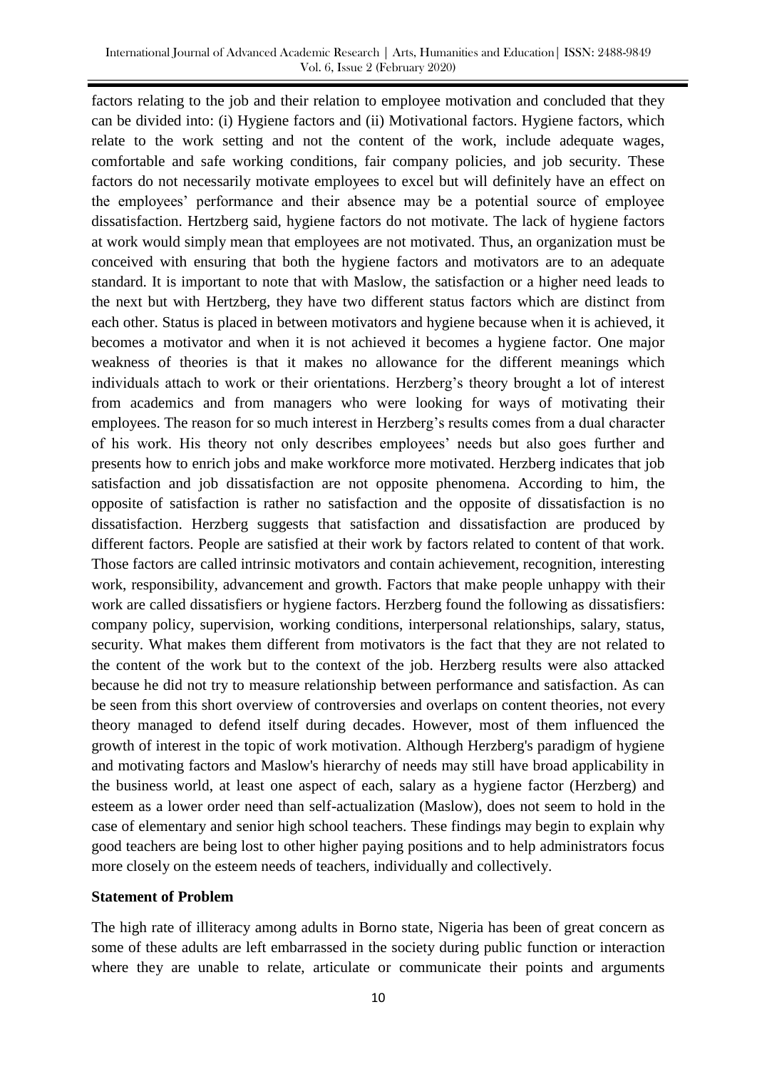factors relating to the job and their relation to employee motivation and concluded that they can be divided into: (i) Hygiene factors and (ii) Motivational factors. Hygiene factors, which relate to the work setting and not the content of the work, include adequate wages, comfortable and safe working conditions, fair company policies, and job security. These factors do not necessarily motivate employees to excel but will definitely have an effect on the employees' performance and their absence may be a potential source of employee dissatisfaction. Hertzberg said, hygiene factors do not motivate. The lack of hygiene factors at work would simply mean that employees are not motivated. Thus, an organization must be conceived with ensuring that both the hygiene factors and motivators are to an adequate standard. It is important to note that with Maslow, the satisfaction or a higher need leads to the next but with Hertzberg, they have two different status factors which are distinct from each other. Status is placed in between motivators and hygiene because when it is achieved, it becomes a motivator and when it is not achieved it becomes a hygiene factor. One major weakness of theories is that it makes no allowance for the different meanings which individuals attach to work or their orientations. Herzberg's theory brought a lot of interest from academics and from managers who were looking for ways of motivating their employees. The reason for so much interest in Herzberg's results comes from a dual character of his work. His theory not only describes employees' needs but also goes further and presents how to enrich jobs and make workforce more motivated. Herzberg indicates that job satisfaction and job dissatisfaction are not opposite phenomena. According to him, the opposite of satisfaction is rather no satisfaction and the opposite of dissatisfaction is no dissatisfaction. Herzberg suggests that satisfaction and dissatisfaction are produced by different factors. People are satisfied at their work by factors related to content of that work. Those factors are called intrinsic motivators and contain achievement, recognition, interesting work, responsibility, advancement and growth. Factors that make people unhappy with their work are called dissatisfiers or hygiene factors. Herzberg found the following as dissatisfiers: company policy, supervision, working conditions, interpersonal relationships, salary, status, security. What makes them different from motivators is the fact that they are not related to the content of the work but to the context of the job. Herzberg results were also attacked because he did not try to measure relationship between performance and satisfaction. As can be seen from this short overview of controversies and overlaps on content theories, not every theory managed to defend itself during decades. However, most of them influenced the growth of interest in the topic of work motivation. Although Herzberg's paradigm of hygiene and motivating factors and Maslow's hierarchy of needs may still have broad applicability in the business world, at least one aspect of each, salary as a hygiene factor (Herzberg) and esteem as a lower order need than self-actualization (Maslow), does not seem to hold in the case of elementary and senior high school teachers. These findings may begin to explain why good teachers are being lost to other higher paying positions and to help administrators focus more closely on the esteem needs of teachers, individually and collectively.

## Statement of Problem

The high rate of illiteracy among adults in Borno state, Nigeria has been of great concern as some of these adults are left embarrassed in the society during public function or interaction where they are unable to relate, articulate or communicate their points and arguments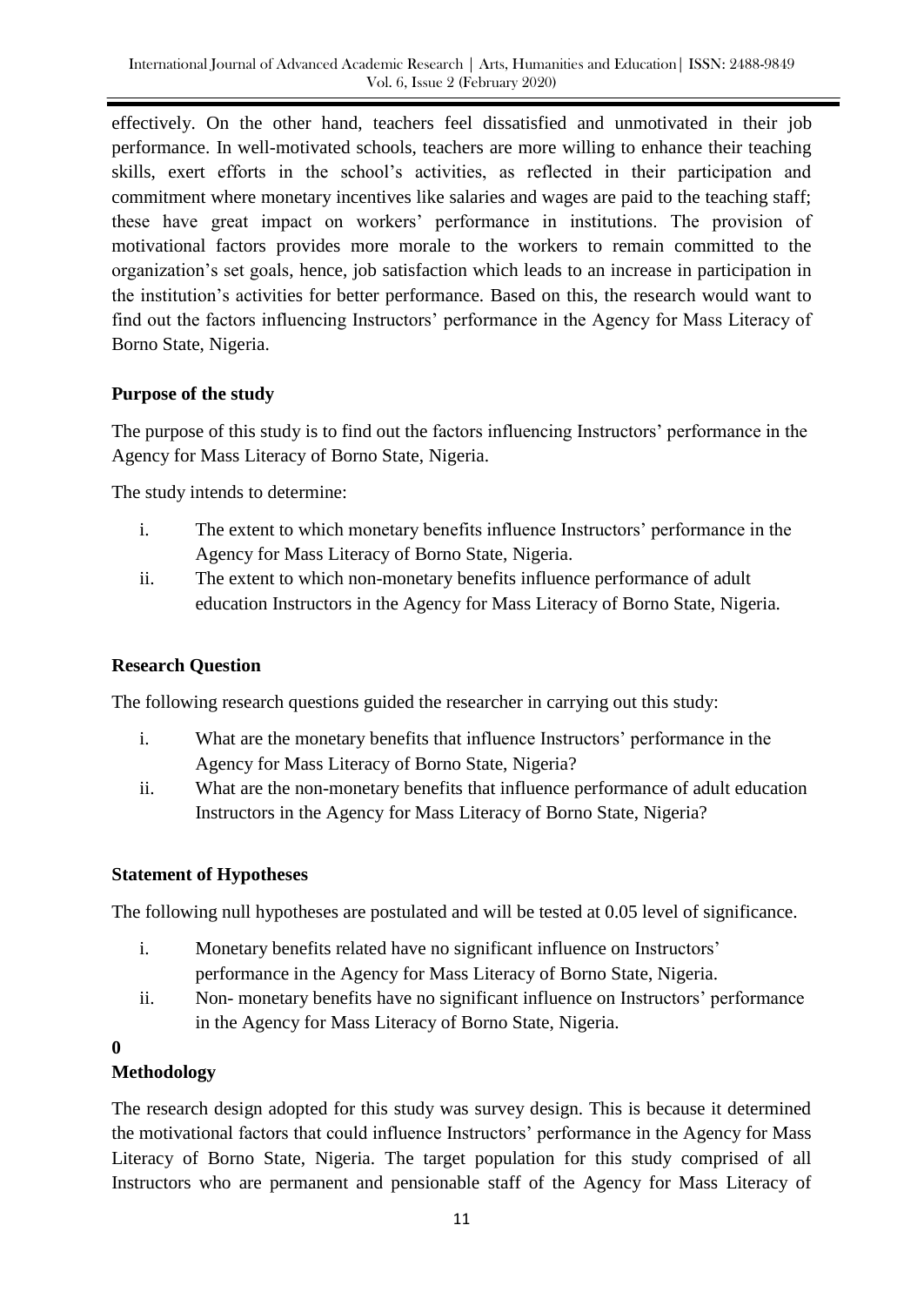effectively. On the other hand, teachers feel dissatisfied and unmotivated in their job performance. In well-motivated schools, teachers are more willing to enhance their teaching skills, exert efforts in the school's activities, as reflected in their participation and commitment where monetary incentives like salaries and wages are paid to the teaching staff; these have great impact on workers' performance in institutions. The provision of motivational factors provides more morale to the workers to remain committed to the organization's set goals, hence, job satisfaction which leads to an increase in participation in the institution's activities for better performance. Based on this, the research would want to find out the factors influencing Instructors' performance in the Agency for Mass Literacy of Borno State, Nigeria.

**Purpose of the study**

The purpose of this study is to find out the factors influencing Instructors' performance in the Agency for Mass Literacy of Borno State, Nigeria.

The study intends to determine:

i. The extent to which monetary benefits influence Instructors' performance in the Agency for Mass Literacy of Borno State, Nigeria.
ii. The extent to which non-monetary benefits influence performance of adult education Instructors in the Agency for Mass Literacy of Borno State, Nigeria.

**Research Question**

The following research questions guided the researcher in carrying out this study:

i. What are the monetary benefits that influence Instructors' performance in the Agency for Mass Literacy of Borno State, Nigeria?
ii. What are the non-monetary benefits that influence performance of adult education Instructors in the Agency for Mass Literacy of Borno State, Nigeria?

**Statement of Hypotheses**

The following null hypotheses are postulated and will be tested at 0.05 level of significance.

i. Monetary benefits related have no significant influence on Instructors' performance in the Agency for Mass Literacy of Borno State, Nigeria.
ii. Non- monetary benefits have no significant influence on Instructors' performance in the Agency for Mass Literacy of Borno State, Nigeria.

**0**

**Methodology**

The research design adopted for this study was survey design. This is because it determined the motivational factors that could influence Instructors' performance in the Agency for Mass Literacy of Borno State, Nigeria. The target population for this study comprised of all Instructors who are permanent and pensionable staff of the Agency for Mass Literacy of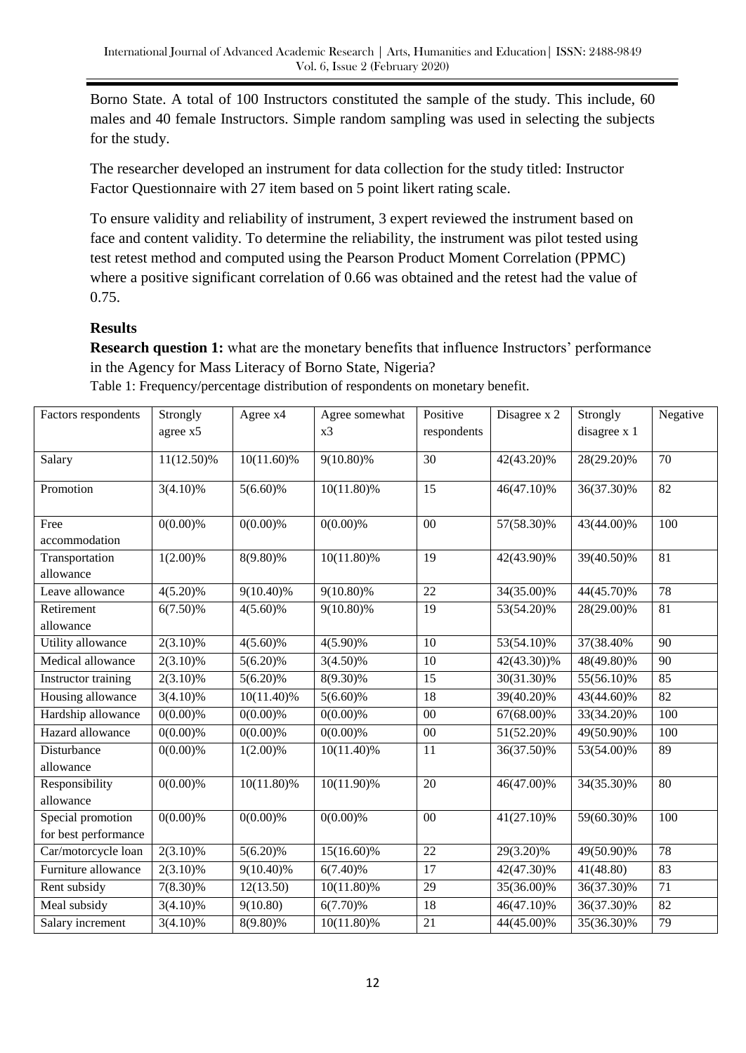Borno State. A total of 100 Instructors constituted the sample of the study. This include, 60 males and 40 female Instructors. Simple random sampling was used in selecting the subjects for the study.

The researcher developed an instrument for data collection for the study titled: Instructor Factor Questionnaire with 27 item based on 5 point likert rating scale.

To ensure validity and reliability of instrument, 3 expert reviewed the instrument based on face and content validity. To determine the reliability, the instrument was pilot tested using test retest method and computed using the Pearson Product Moment Correlation (PPMC) where a positive significant correlation of 0.66 was obtained and the retest had the value of 0.75.

## Results

**Research question 1:** what are the monetary benefits that influence Instructors' performance in the Agency for Mass Literacy of Borno State, Nigeria?

Table 1: Frequency/percentage distribution of respondents on monetary benefit.

| Factors respondents | Strongly agree x5 | Agree x4 | Agree somewhat x3 | Positive respondents | Disagree x 2 | Strongly disagree x 1 | Negative |
|---|---|---|---|---|---|---|---|
| Salary | 11(12.50)% | 10(11.60)% | 9(10.80)% | 30 | 42(43.20)% | 28(29.20)% | 70 |
| Promotion | 3(4.10)% | 5(6.60)% | 10(11.80)% | 15 | 46(47.10)% | 36(37.30)% | 82 |
| Free accommodation | 0(0.00)% | 0(0.00)% | 0(0.00)% | 00 | 57(58.30)% | 43(44.00)% | 100 |
| Transportation allowance | 1(2.00)% | 8(9.80)% | 10(11.80)% | 19 | 42(43.90)% | 39(40.50)% | 81 |
| Leave allowance | 4(5.20)% | 9(10.40)% | 9(10.80)% | 22 | 34(35.00)% | 44(45.70)% | 78 |
| Retirement allowance | 6(7.50)% | 4(5.60)% | 9(10.80)% | 19 | 53(54.20)% | 28(29.00)% | 81 |
| Utility allowance | 2(3.10)% | 4(5.60)% | 4(5.90)% | 10 | 53(54.10)% | 37(38.40% | 90 |
| Medical allowance | 2(3.10)% | 5(6.20)% | 3(4.50)% | 10 | 42(43.30))% | 48(49.80)% | 90 |
| Instructor training | 2(3.10)% | 5(6.20)% | 8(9.30)% | 15 | 30(31.30)% | 55(56.10)% | 85 |
| Housing allowance | 3(4.10)% | 10(11.40)% | 5(6.60)% | 18 | 39(40.20)% | 43(44.60)% | 82 |
| Hardship allowance | 0(0.00)% | 0(0.00)% | 0(0.00)% | 00 | 67(68.00)% | 33(34.20)% | 100 |
| Hazard allowance | 0(0.00)% | 0(0.00)% | 0(0.00)% | 00 | 51(52.20)% | 49(50.90)% | 100 |
| Disturbance allowance | 0(0.00)% | 1(2.00)% | 10(11.40)% | 11 | 36(37.50)% | 53(54.00)% | 89 |
| Responsibility allowance | 0(0.00)% | 10(11.80)% | 10(11.90)% | 20 | 46(47.00)% | 34(35.30)% | 80 |
| Special promotion for best performance | 0(0.00)% | 0(0.00)% | 0(0.00)% | 00 | 41(27.10)% | 59(60.30)% | 100 |
| Car/motorcycle loan | 2(3.10)% | 5(6.20)% | 15(16.60)% | 22 | 29(3.20)% | 49(50.90)% | 78 |
| Furniture allowance | 2(3.10)% | 9(10.40)% | 6(7.40)% | 17 | 42(47.30)% | 41(48.80) | 83 |
| Rent subsidy | 7(8.30)% | 12(13.50) | 10(11.80)% | 29 | 35(36.00)% | 36(37.30)% | 71 |
| Meal subsidy | 3(4.10)% | 9(10.80) | 6(7.70)% | 18 | 46(47.10)% | 36(37.30)% | 82 |
| Salary increment | 3(4.10)% | 8(9.80)% | 10(11.80)% | 21 | 44(45.00)% | 35(36.30)% | 79 |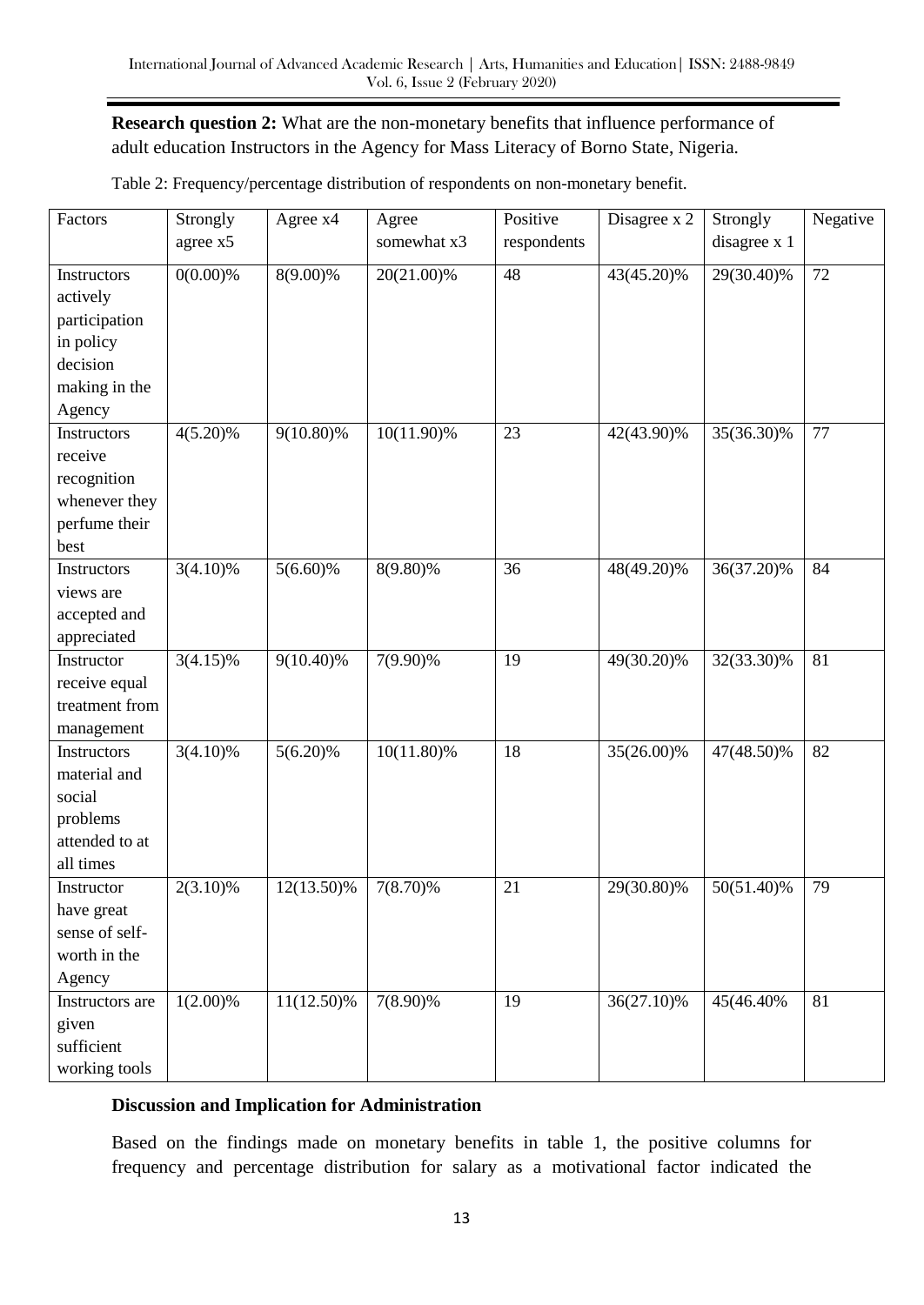**Research question 2:** What are the non-monetary benefits that influence performance of adult education Instructors in the Agency for Mass Literacy of Borno State, Nigeria.

Table 2: Frequency/percentage distribution of respondents on non-monetary benefit.

| Factors | Strongly agree x5 | Agree x4 | Agree somewhat x3 | Positive respondents | Disagree x 2 | Strongly disagree x 1 | Negative |
|---|---|---|---|---|---|---|---|
| Instructors actively participation in policy decision making in the Agency | 0(0.00)% | 8(9.00)% | 20(21.00)% | 48 | 43(45.20)% | 29(30.40)% | 72 |
| Instructors receive recognition whenever they perfume their best | 4(5.20)% | 9(10.80)% | 10(11.90)% | 23 | 42(43.90)% | 35(36.30)% | 77 |
| Instructors views are accepted and appreciated | 3(4.10)% | 5(6.60)% | 8(9.80)% | 36 | 48(49.20)% | 36(37.20)% | 84 |
| Instructor receive equal treatment from management | 3(4.15)% | 9(10.40)% | 7(9.90)% | 19 | 49(30.20)% | 32(33.30)% | 81 |
| Instructors material and social problems attended to at all times | 3(4.10)% | 5(6.20)% | 10(11.80)% | 18 | 35(26.00)% | 47(48.50)% | 82 |
| Instructor have great sense of self-worth in the Agency | 2(3.10)% | 12(13.50)% | 7(8.70)% | 21 | 29(30.80)% | 50(51.40)% | 79 |
| Instructors are given sufficient working tools | 1(2.00)% | 11(12.50)% | 7(8.90)% | 19 | 36(27.10)% | 45(46.40% | 81 |

**Discussion and Implication for Administration**

Based on the findings made on monetary benefits in table 1, the positive columns for frequency and percentage distribution for salary as a motivational factor indicated the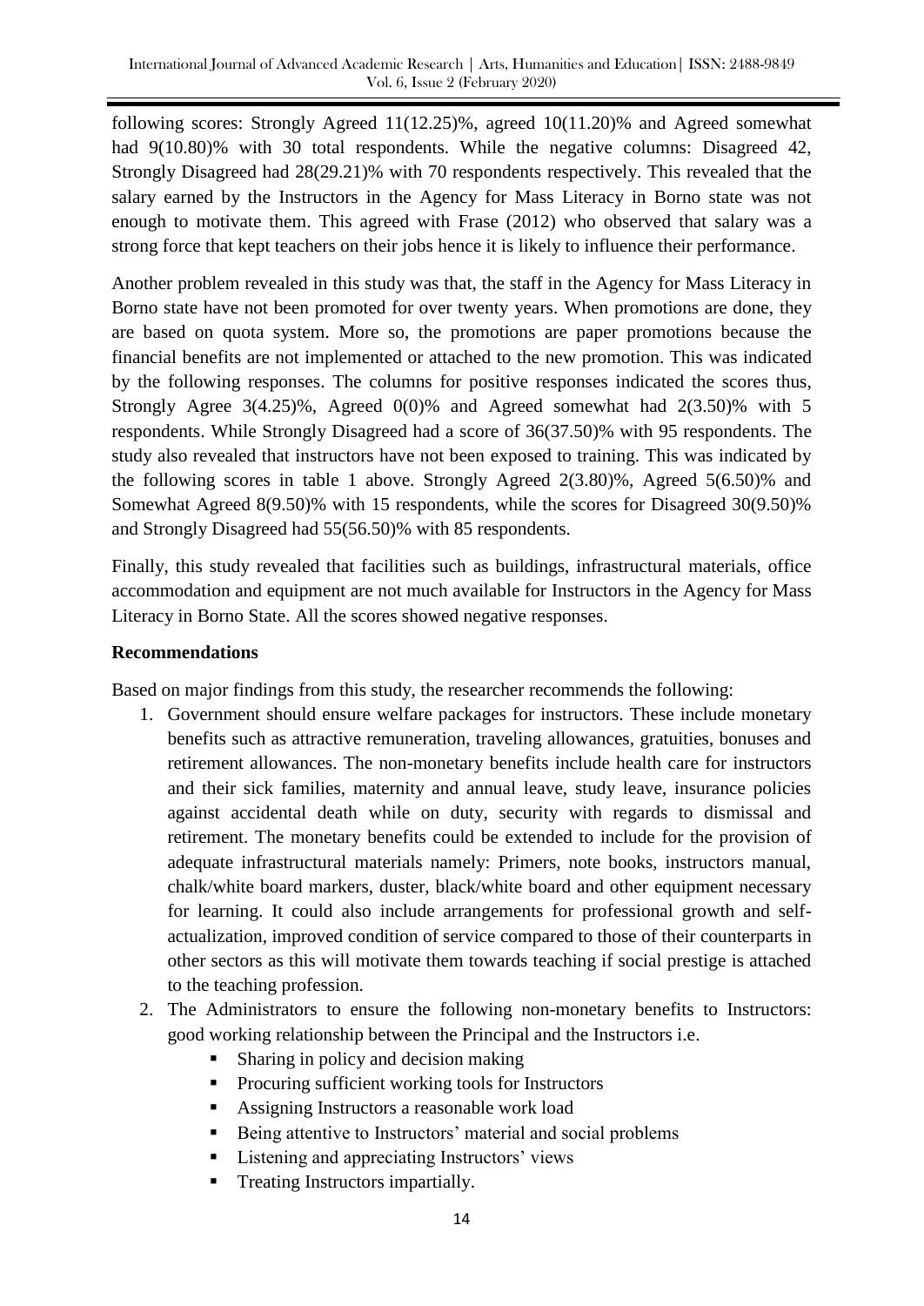following scores: Strongly Agreed 11(12.25)%, agreed 10(11.20)% and Agreed somewhat had 9(10.80)% with 30 total respondents. While the negative columns: Disagreed 42, Strongly Disagreed had 28(29.21)% with 70 respondents respectively. This revealed that the salary earned by the Instructors in the Agency for Mass Literacy in Borno state was not enough to motivate them. This agreed with Frase (2012) who observed that salary was a strong force that kept teachers on their jobs hence it is likely to influence their performance.

Another problem revealed in this study was that, the staff in the Agency for Mass Literacy in Borno state have not been promoted for over twenty years. When promotions are done, they are based on quota system. More so, the promotions are paper promotions because the financial benefits are not implemented or attached to the new promotion. This was indicated by the following responses. The columns for positive responses indicated the scores thus, Strongly Agree 3(4.25)%, Agreed 0(0)% and Agreed somewhat had 2(3.50)% with 5 respondents. While Strongly Disagreed had a score of 36(37.50)% with 95 respondents. The study also revealed that instructors have not been exposed to training. This was indicated by the following scores in table 1 above. Strongly Agreed 2(3.80)%, Agreed 5(6.50)% and Somewhat Agreed 8(9.50)% with 15 respondents, while the scores for Disagreed 30(9.50)% and Strongly Disagreed had 55(56.50)% with 85 respondents.

Finally, this study revealed that facilities such as buildings, infrastructural materials, office accommodation and equipment are not much available for Instructors in the Agency for Mass Literacy in Borno State. All the scores showed negative responses.

**Recommendations**

Based on major findings from this study, the researcher recommends the following:

1. Government should ensure welfare packages for instructors. These include monetary benefits such as attractive remuneration, traveling allowances, gratuities, bonuses and retirement allowances. The non-monetary benefits include health care for instructors and their sick families, maternity and annual leave, study leave, insurance policies against accidental death while on duty, security with regards to dismissal and retirement. The monetary benefits could be extended to include for the provision of adequate infrastructural materials namely: Primers, note books, instructors manual, chalk/white board markers, duster, black/white board and other equipment necessary for learning. It could also include arrangements for professional growth and self-actualization, improved condition of service compared to those of their counterparts in other sectors as this will motivate them towards teaching if social prestige is attached to the teaching profession.
2. The Administrators to ensure the following non-monetary benefits to Instructors: good working relationship between the Principal and the Instructors i.e.
   - Sharing in policy and decision making
   - Procuring sufficient working tools for Instructors
   - Assigning Instructors a reasonable work load
   - Being attentive to Instructors' material and social problems
   - Listening and appreciating Instructors' views
   - Treating Instructors impartially.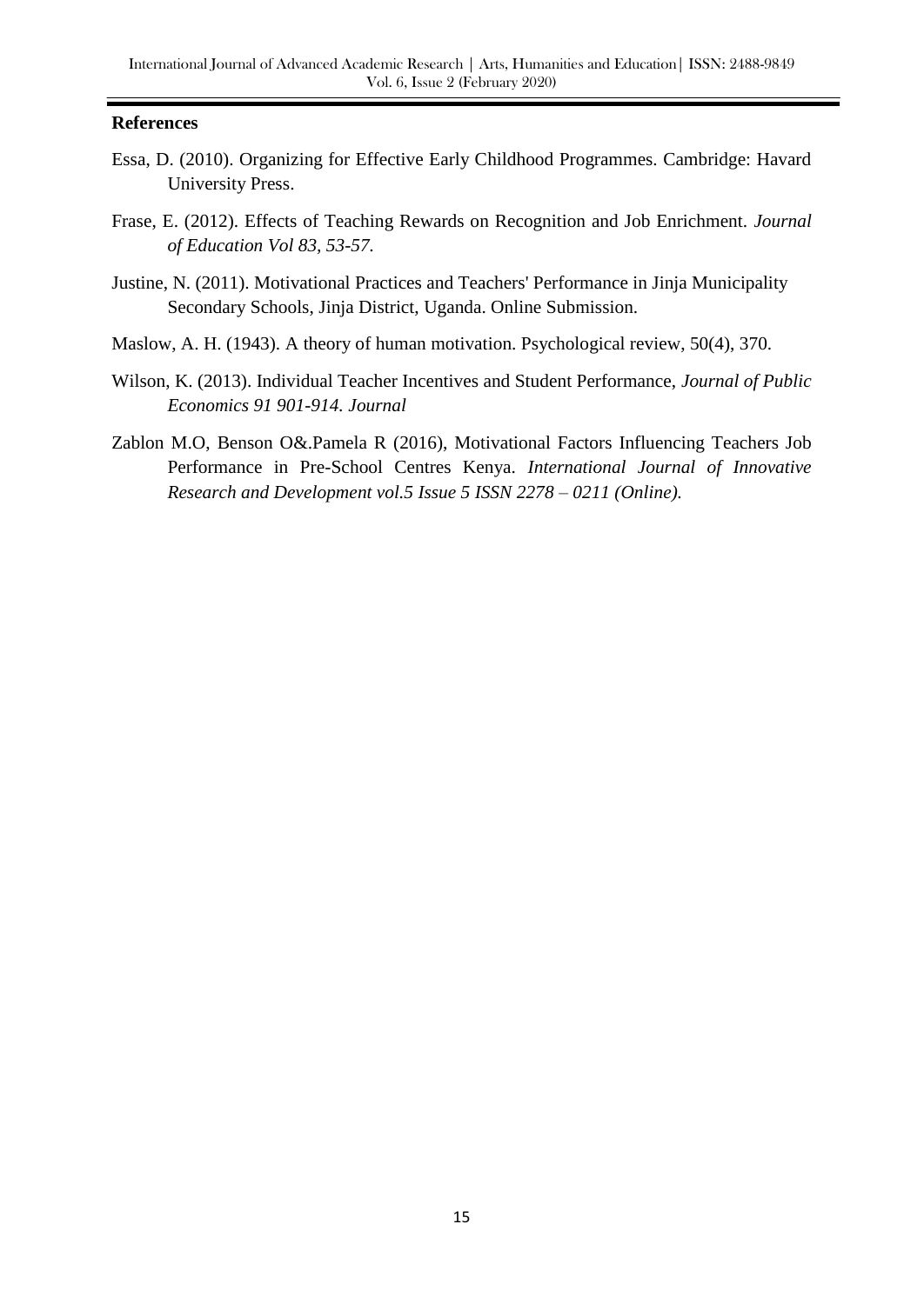## References

Essa, D. (2010). Organizing for Effective Early Childhood Programmes. Cambridge: Havard University Press.

Frase, E. (2012). Effects of Teaching Rewards on Recognition and Job Enrichment. *Journal of Education Vol 83, 53-57.*

Justine, N. (2011). Motivational Practices and Teachers' Performance in Jinja Municipality Secondary Schools, Jinja District, Uganda. Online Submission.

Maslow, A. H. (1943). A theory of human motivation. Psychological review, 50(4), 370.

Wilson, K. (2013). Individual Teacher Incentives and Student Performance, *Journal of Public Economics 91 901-914. Journal*

Zablon M.O, Benson O&.Pamela R (2016), Motivational Factors Influencing Teachers Job Performance in Pre-School Centres Kenya. *International Journal of Innovative Research and Development vol.5 Issue 5 ISSN 2278 – 0211 (Online).*